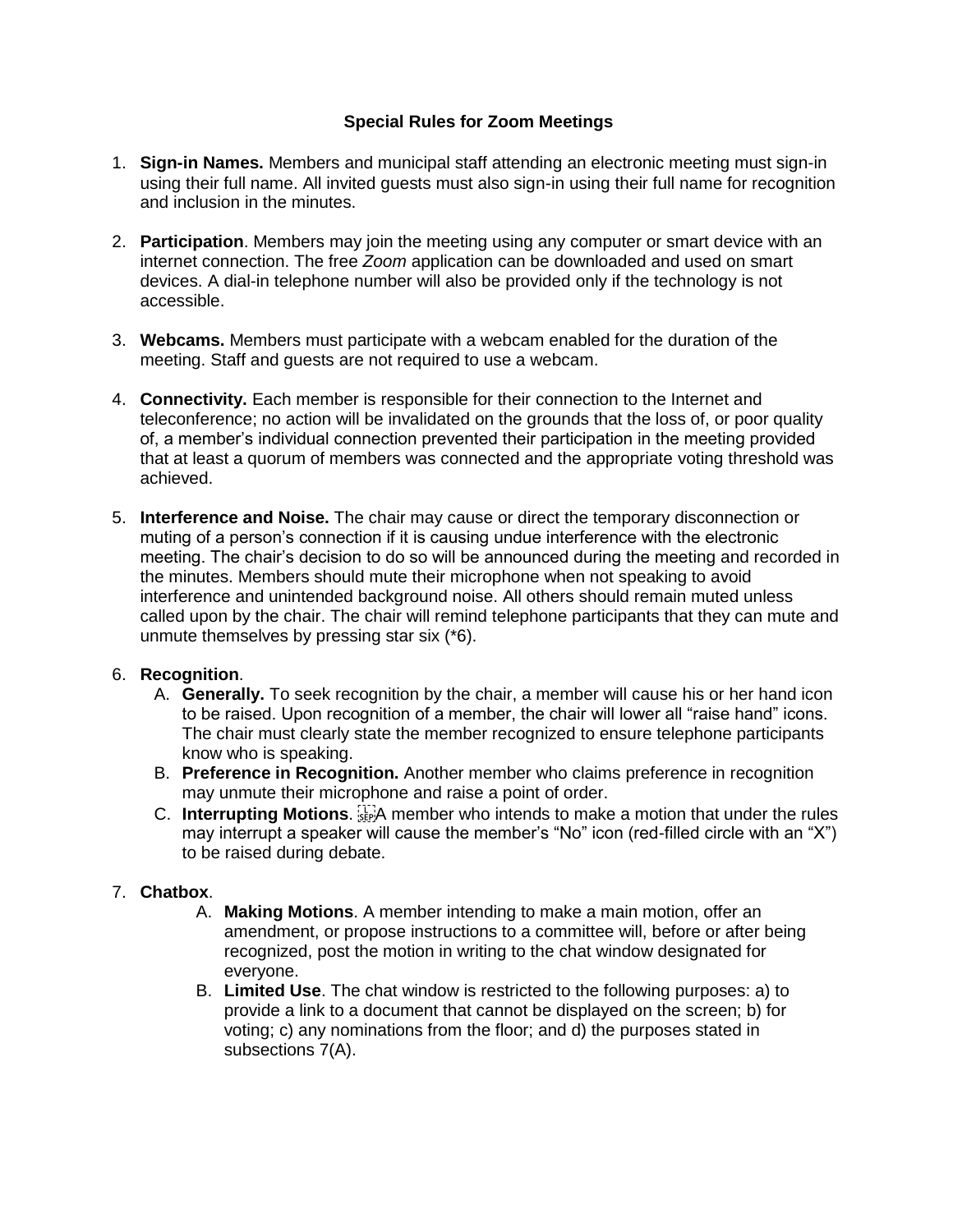# Special Rules for Zoom Meetings

1. **Sign-in Names.** Members and municipal staff attending an electronic meeting must sign-in using their full name. All invited guests must also sign-in using their full name for recognition and inclusion in the minutes.

2. **Participation**. Members may join the meeting using any computer or smart device with an internet connection. The free *Zoom* application can be downloaded and used on smart devices. A dial-in telephone number will also be provided only if the technology is not accessible.

3. **Webcams.** Members must participate with a webcam enabled for the duration of the meeting. Staff and guests are not required to use a webcam.

4. **Connectivity.** Each member is responsible for their connection to the Internet and teleconference; no action will be invalidated on the grounds that the loss of, or poor quality of, a member's individual connection prevented their participation in the meeting provided that at least a quorum of members was connected and the appropriate voting threshold was achieved.

5. **Interference and Noise.** The chair may cause or direct the temporary disconnection or muting of a person's connection if it is causing undue interference with the electronic meeting. The chair's decision to do so will be announced during the meeting and recorded in the minutes. Members should mute their microphone when not speaking to avoid interference and unintended background noise. All others should remain muted unless called upon by the chair. The chair will remind telephone participants that they can mute and unmute themselves by pressing star six (*6).

6. **Recognition**.
   A. **Generally.** To seek recognition by the chair, a member will cause his or her hand icon to be raised. Upon recognition of a member, the chair will lower all "raise hand" icons. The chair must clearly state the member recognized to ensure telephone participants know who is speaking.
   B. **Preference in Recognition.** Another member who claims preference in recognition may unmute their microphone and raise a point of order.
   C. **Interrupting Motions**. A member who intends to make a motion that under the rules may interrupt a speaker will cause the member's "No" icon (red-filled circle with an "X") to be raised during debate.

7. **Chatbox**.
   A. **Making Motions**. A member intending to make a main motion, offer an amendment, or propose instructions to a committee will, before or after being recognized, post the motion in writing to the chat window designated for everyone.
   B. **Limited Use**. The chat window is restricted to the following purposes: a) to provide a link to a document that cannot be displayed on the screen; b) for voting; c) any nominations from the floor; and d) the purposes stated in subsections 7(A).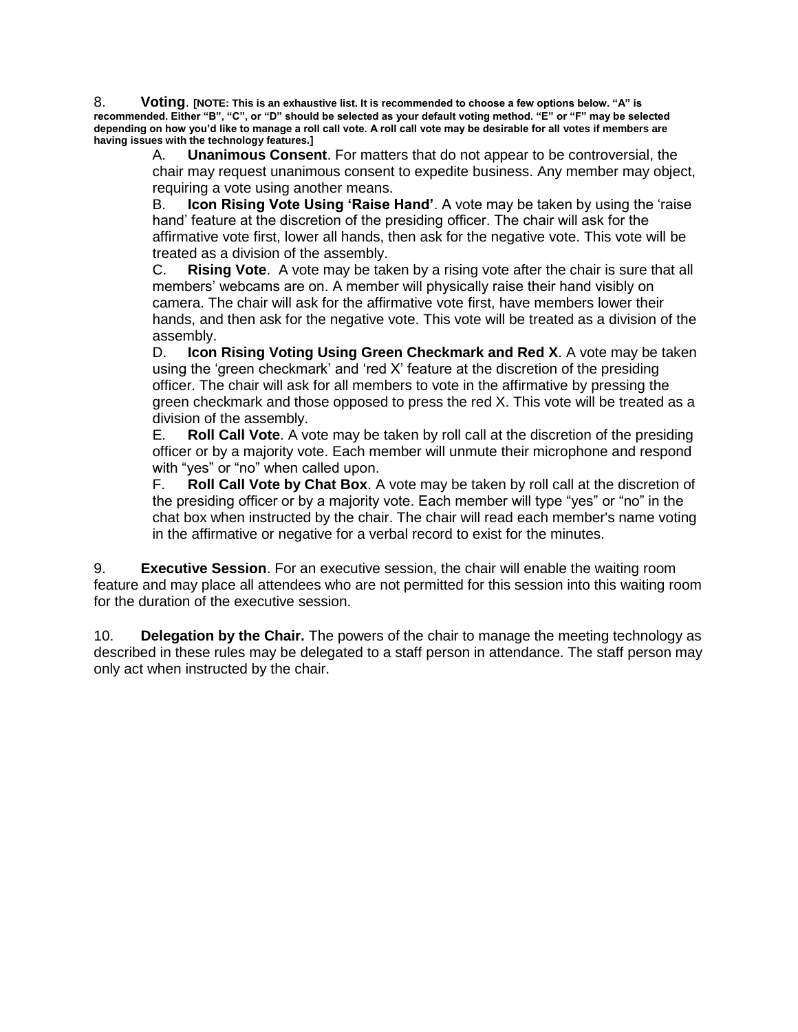8. **Voting**. **[NOTE: This is an exhaustive list. It is recommended to choose a few options below. "A" is recommended. Either "B", "C", or "D" should be selected as your default voting method. "E" or "F" may be selected depending on how you'd like to manage a roll call vote. A roll call vote may be desirable for all votes if members are having issues with the technology features.]**

A. **Unanimous Consent**. For matters that do not appear to be controversial, the chair may request unanimous consent to expedite business. Any member may object, requiring a vote using another means.

B. **Icon Rising Vote Using 'Raise Hand'**. A vote may be taken by using the 'raise hand' feature at the discretion of the presiding officer. The chair will ask for the affirmative vote first, lower all hands, then ask for the negative vote. This vote will be treated as a division of the assembly.

C. **Rising Vote**. A vote may be taken by a rising vote after the chair is sure that all members' webcams are on. A member will physically raise their hand visibly on camera. The chair will ask for the affirmative vote first, have members lower their hands, and then ask for the negative vote. This vote will be treated as a division of the assembly.

D. **Icon Rising Voting Using Green Checkmark and Red X**. A vote may be taken using the 'green checkmark' and 'red X' feature at the discretion of the presiding officer. The chair will ask for all members to vote in the affirmative by pressing the green checkmark and those opposed to press the red X. This vote will be treated as a division of the assembly.

E. **Roll Call Vote**. A vote may be taken by roll call at the discretion of the presiding officer or by a majority vote. Each member will unmute their microphone and respond with "yes" or "no" when called upon.

F. **Roll Call Vote by Chat Box**. A vote may be taken by roll call at the discretion of the presiding officer or by a majority vote. Each member will type "yes" or "no" in the chat box when instructed by the chair. The chair will read each member's name voting in the affirmative or negative for a verbal record to exist for the minutes.

9. **Executive Session**. For an executive session, the chair will enable the waiting room feature and may place all attendees who are not permitted for this session into this waiting room for the duration of the executive session.

10. **Delegation by the Chair.** The powers of the chair to manage the meeting technology as described in these rules may be delegated to a staff person in attendance. The staff person may only act when instructed by the chair.